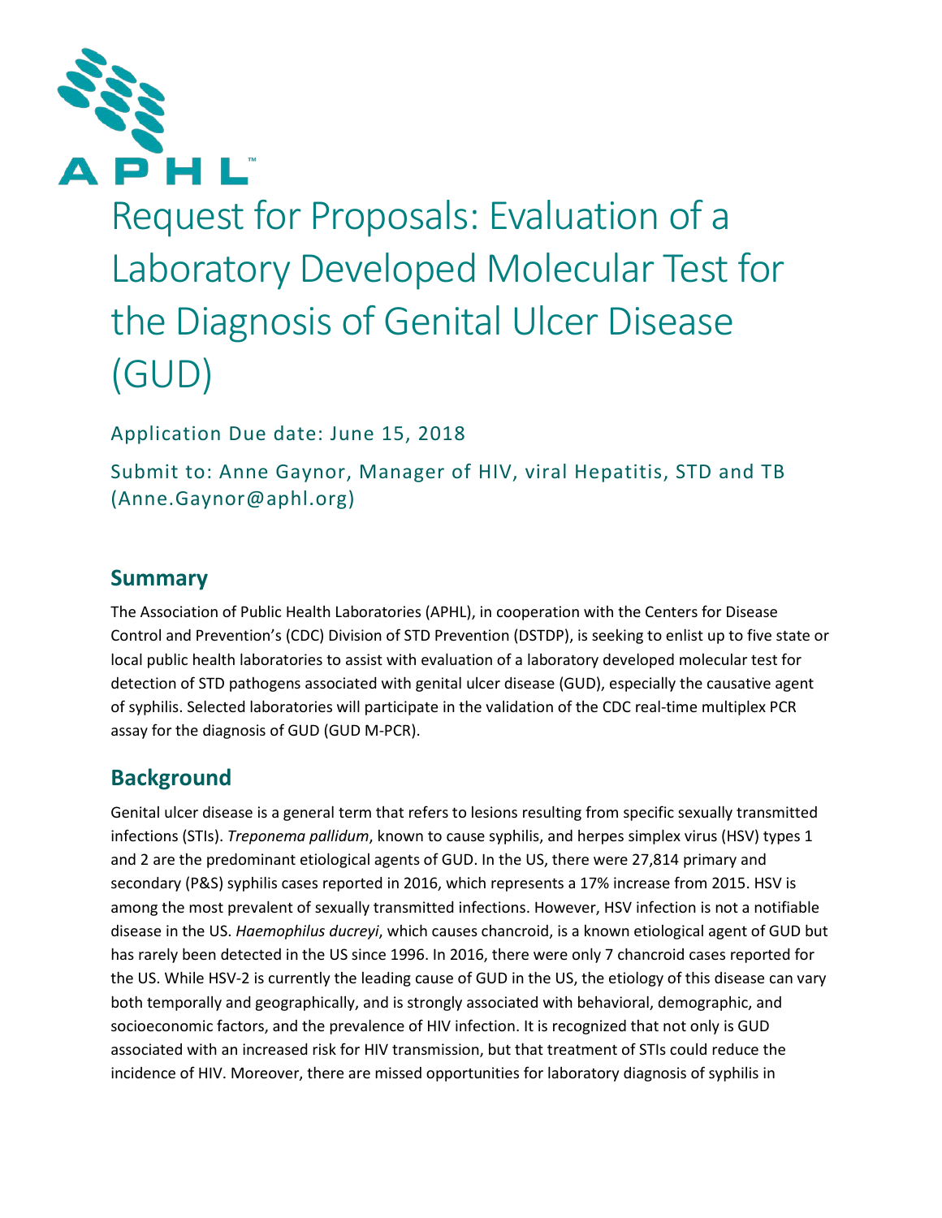# Request for Proposals: Evaluation of a Laboratory Developed Molecular Test for the Diagnosis of Genital Ulcer Disease (GUD)

Application Due date: June 15, 2018

Submit to: Anne Gaynor, Manager of HIV, viral Hepatitis, STD and TB (Anne.Gaynor@aphl.org)

## Summary

The Association of Public Health Laboratories (APHL), in cooperation with the Centers for Disease Control and Prevention's (CDC) Division of STD Prevention (DSTDP), is seeking to enlist up to five state or local public health laboratories to assist with evaluation of a laboratory developed molecular test for detection of STD pathogens associated with genital ulcer disease (GUD), especially the causative agent of syphilis. Selected laboratories will participate in the validation of the CDC real-time multiplex PCR assay for the diagnosis of GUD (GUD M-PCR).

## Background

Genital ulcer disease is a general term that refers to lesions resulting from specific sexually transmitted infections (STIs). *Treponema pallidum*, known to cause syphilis, and herpes simplex virus (HSV) types 1 and 2 are the predominant etiological agents of GUD. In the US, there were 27,814 primary and secondary (P&S) syphilis cases reported in 2016, which represents a 17% increase from 2015. HSV is among the most prevalent of sexually transmitted infections. However, HSV infection is not a notifiable disease in the US. *Haemophilus ducreyi*, which causes chancroid, is a known etiological agent of GUD but has rarely been detected in the US since 1996. In 2016, there were only 7 chancroid cases reported for the US. While HSV-2 is currently the leading cause of GUD in the US, the etiology of this disease can vary both temporally and geographically, and is strongly associated with behavioral, demographic, and socioeconomic factors, and the prevalence of HIV infection. It is recognized that not only is GUD associated with an increased risk for HIV transmission, but that treatment of STIs could reduce the incidence of HIV. Moreover, there are missed opportunities for laboratory diagnosis of syphilis in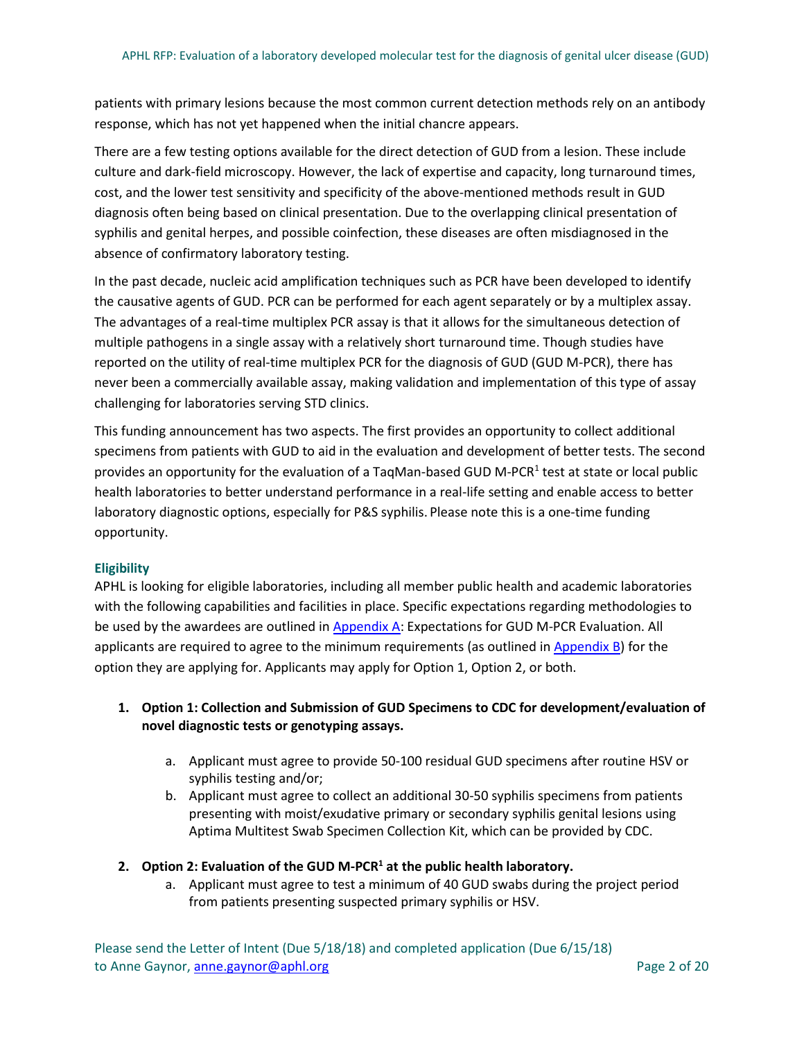patients with primary lesions because the most common current detection methods rely on an antibody response, which has not yet happened when the initial chancre appears.

There are a few testing options available for the direct detection of GUD from a lesion. These include culture and dark-field microscopy. However, the lack of expertise and capacity, long turnaround times, cost, and the lower test sensitivity and specificity of the above-mentioned methods result in GUD diagnosis often being based on clinical presentation. Due to the overlapping clinical presentation of syphilis and genital herpes, and possible coinfection, these diseases are often misdiagnosed in the absence of confirmatory laboratory testing.

In the past decade, nucleic acid amplification techniques such as PCR have been developed to identify the causative agents of GUD. PCR can be performed for each agent separately or by a multiplex assay. The advantages of a real-time multiplex PCR assay is that it allows for the simultaneous detection of multiple pathogens in a single assay with a relatively short turnaround time. Though studies have reported on the utility of real-time multiplex PCR for the diagnosis of GUD (GUD M-PCR), there has never been a commercially available assay, making validation and implementation of this type of assay challenging for laboratories serving STD clinics.

This funding announcement has two aspects. The first provides an opportunity to collect additional specimens from patients with GUD to aid in the evaluation and development of better tests. The second provides an opportunity for the evaluation of a TaqMan-based GUD M-PCR[1] test at state or local public health laboratories to better understand performance in a real-life setting and enable access to better laboratory diagnostic options, especially for P&S syphilis. Please note this is a one-time funding opportunity.

### Eligibility

APHL is looking for eligible laboratories, including all member public health and academic laboratories with the following capabilities and facilities in place. Specific expectations regarding methodologies to be used by the awardees are outlined in Appendix A: Expectations for GUD M-PCR Evaluation. All applicants are required to agree to the minimum requirements (as outlined in Appendix B) for the option they are applying for. Applicants may apply for Option 1, Option 2, or both.

1. **Option 1: Collection and Submission of GUD Specimens to CDC for development/evaluation of novel diagnostic tests or genotyping assays.**
   a. Applicant must agree to provide 50-100 residual GUD specimens after routine HSV or syphilis testing and/or;
   b. Applicant must agree to collect an additional 30-50 syphilis specimens from patients presenting with moist/exudative primary or secondary syphilis genital lesions using Aptima Multitest Swab Specimen Collection Kit, which can be provided by CDC.

2. **Option 2: Evaluation of the GUD M-PCR[1] at the public health laboratory.**
   a. Applicant must agree to test a minimum of 40 GUD swabs during the project period from patients presenting suspected primary syphilis or HSV.

Please send the Letter of Intent (Due 5/18/18) and completed application (Due 6/15/18) to Anne Gaynor, anne.gaynor@aphl.org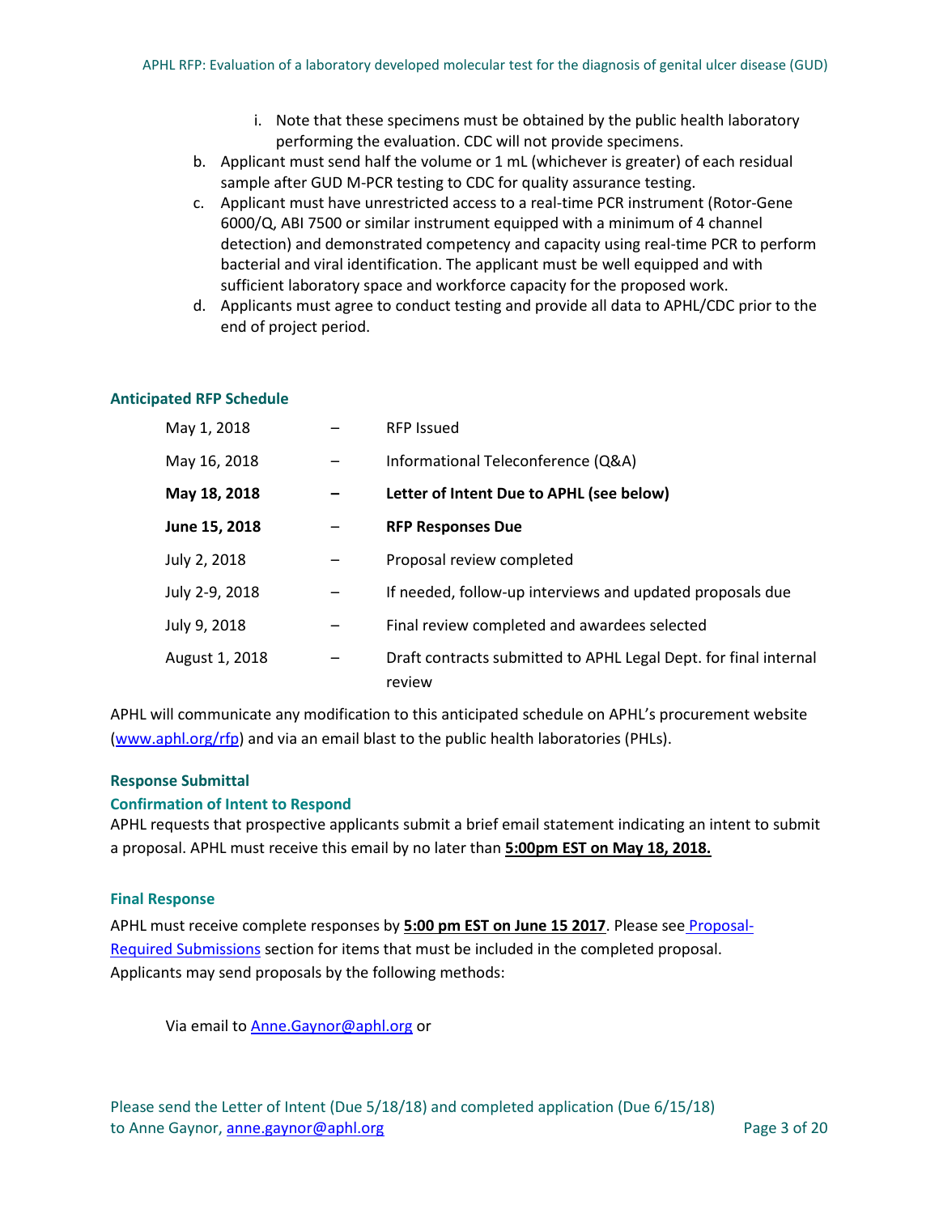i. Note that these specimens must be obtained by the public health laboratory performing the evaluation. CDC will not provide specimens.

b. Applicant must send half the volume or 1 mL (whichever is greater) of each residual sample after GUD M-PCR testing to CDC for quality assurance testing.

c. Applicant must have unrestricted access to a real-time PCR instrument (Rotor-Gene 6000/Q, ABI 7500 or similar instrument equipped with a minimum of 4 channel detection) and demonstrated competency and capacity using real-time PCR to perform bacterial and viral identification. The applicant must be well equipped and with sufficient laboratory space and workforce capacity for the proposed work.

d. Applicants must agree to conduct testing and provide all data to APHL/CDC prior to the end of project period.

### Anticipated RFP Schedule

| | | |
|---|---|---|
| May 1, 2018 | – | RFP Issued |
| May 16, 2018 | – | Informational Teleconference (Q&A) |
| **May 18, 2018** | **–** | **Letter of Intent Due to APHL (see below)** |
| **June 15, 2018** | – | **RFP Responses Due** |
| July 2, 2018 | – | Proposal review completed |
| July 2-9, 2018 | – | If needed, follow-up interviews and updated proposals due |
| July 9, 2018 | – | Final review completed and awardees selected |
| August 1, 2018 | – | Draft contracts submitted to APHL Legal Dept. for final internal review |

APHL will communicate any modification to this anticipated schedule on APHL's procurement website (www.aphl.org/rfp) and via an email blast to the public health laboratories (PHLs).

### Response Submittal

### Confirmation of Intent to Respond

APHL requests that prospective applicants submit a brief email statement indicating an intent to submit a proposal. APHL must receive this email by no later than **5:00pm EST on May 18, 2018.**

### Final Response

APHL must receive complete responses by **5:00 pm EST on June 15 2017**. Please see Proposal-Required Submissions section for items that must be included in the completed proposal. Applicants may send proposals by the following methods:

Via email to Anne.Gaynor@aphl.org or

Please send the Letter of Intent (Due 5/18/18) and completed application (Due 6/15/18) to Anne Gaynor, anne.gaynor@aphl.org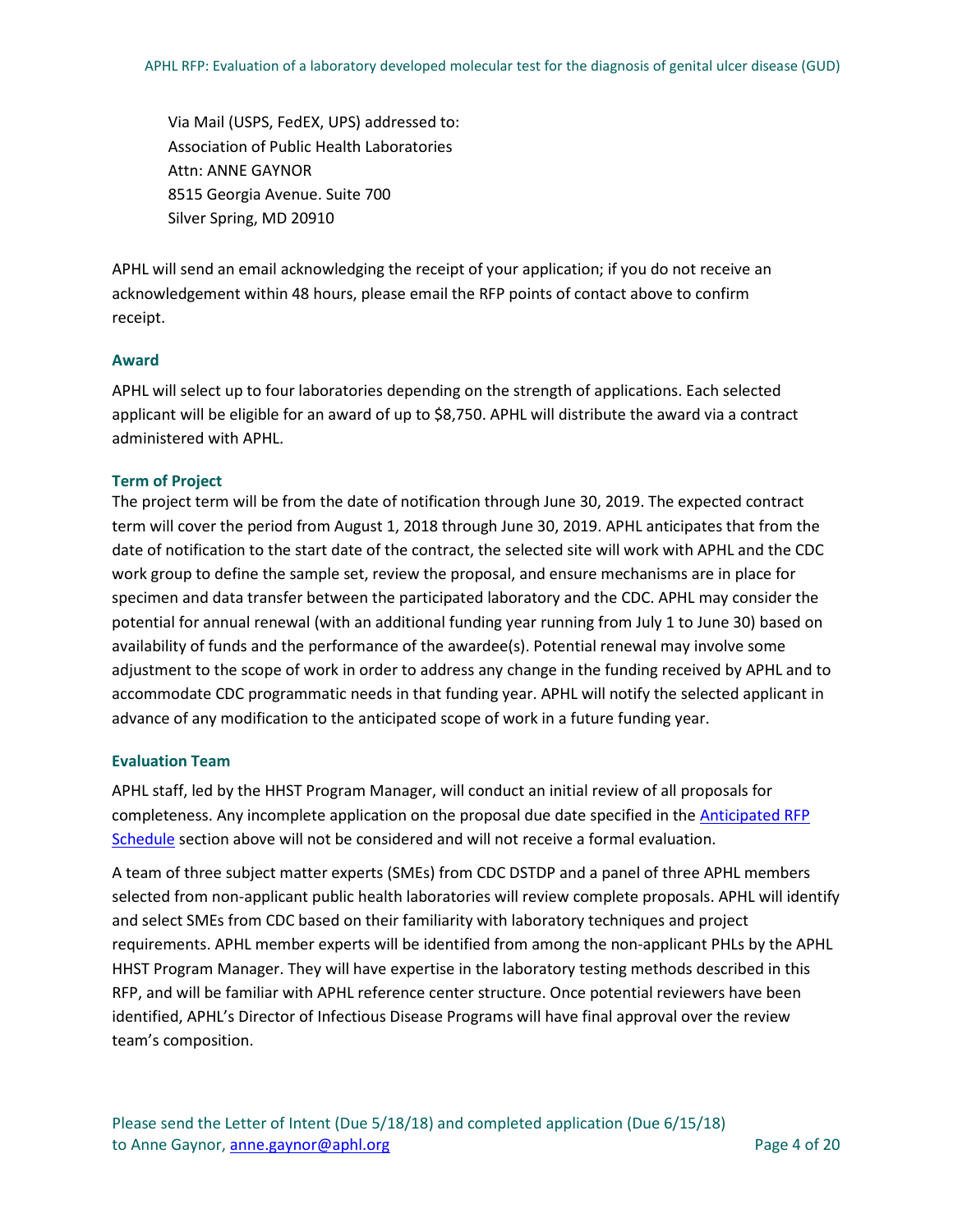Via Mail (USPS, FedEX, UPS) addressed to:
Association of Public Health Laboratories
Attn: ANNE GAYNOR
8515 Georgia Avenue. Suite 700
Silver Spring, MD 20910

APHL will send an email acknowledging the receipt of your application; if you do not receive an acknowledgement within 48 hours, please email the RFP points of contact above to confirm receipt.

### Award

APHL will select up to four laboratories depending on the strength of applications. Each selected applicant will be eligible for an award of up to $8,750. APHL will distribute the award via a contract administered with APHL.

### Term of Project

The project term will be from the date of notification through June 30, 2019. The expected contract term will cover the period from August 1, 2018 through June 30, 2019. APHL anticipates that from the date of notification to the start date of the contract, the selected site will work with APHL and the CDC work group to define the sample set, review the proposal, and ensure mechanisms are in place for specimen and data transfer between the participated laboratory and the CDC. APHL may consider the potential for annual renewal (with an additional funding year running from July 1 to June 30) based on availability of funds and the performance of the awardee(s). Potential renewal may involve some adjustment to the scope of work in order to address any change in the funding received by APHL and to accommodate CDC programmatic needs in that funding year. APHL will notify the selected applicant in advance of any modification to the anticipated scope of work in a future funding year.

### Evaluation Team

APHL staff, led by the HHST Program Manager, will conduct an initial review of all proposals for completeness. Any incomplete application on the proposal due date specified in the Anticipated RFP Schedule section above will not be considered and will not receive a formal evaluation.

A team of three subject matter experts (SMEs) from CDC DSTDP and a panel of three APHL members selected from non-applicant public health laboratories will review complete proposals. APHL will identify and select SMEs from CDC based on their familiarity with laboratory techniques and project requirements. APHL member experts will be identified from among the non-applicant PHLs by the APHL HHST Program Manager. They will have expertise in the laboratory testing methods described in this RFP, and will be familiar with APHL reference center structure. Once potential reviewers have been identified, APHL's Director of Infectious Disease Programs will have final approval over the review team's composition.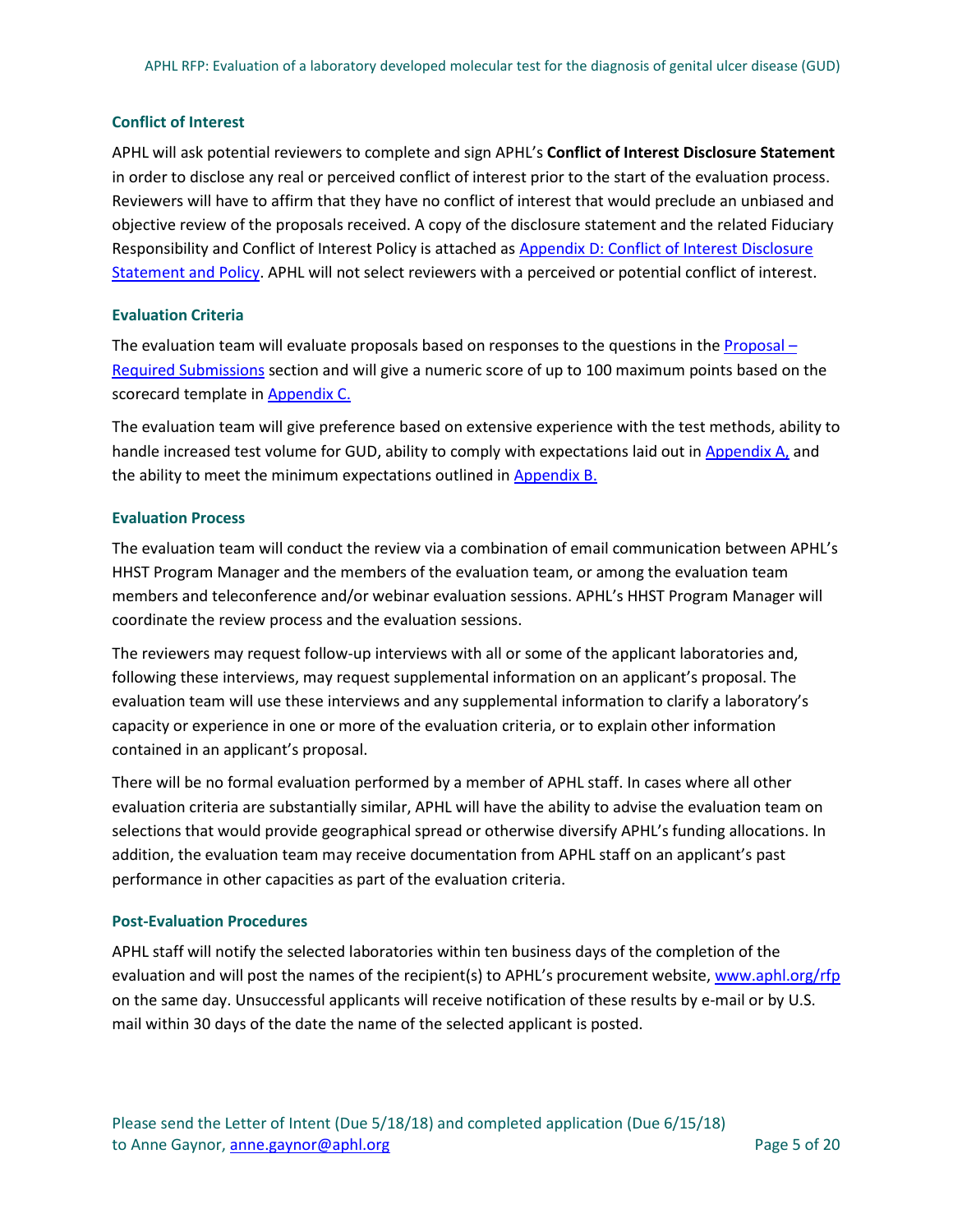### Conflict of Interest

APHL will ask potential reviewers to complete and sign APHL's **Conflict of Interest Disclosure Statement** in order to disclose any real or perceived conflict of interest prior to the start of the evaluation process. Reviewers will have to affirm that they have no conflict of interest that would preclude an unbiased and objective review of the proposals received. A copy of the disclosure statement and the related Fiduciary Responsibility and Conflict of Interest Policy is attached as Appendix D: Conflict of Interest Disclosure Statement and Policy. APHL will not select reviewers with a perceived or potential conflict of interest.

### Evaluation Criteria

The evaluation team will evaluate proposals based on responses to the questions in the Proposal – Required Submissions section and will give a numeric score of up to 100 maximum points based on the scorecard template in Appendix C.

The evaluation team will give preference based on extensive experience with the test methods, ability to handle increased test volume for GUD, ability to comply with expectations laid out in Appendix A, and the ability to meet the minimum expectations outlined in Appendix B.

### Evaluation Process

The evaluation team will conduct the review via a combination of email communication between APHL's HHST Program Manager and the members of the evaluation team, or among the evaluation team members and teleconference and/or webinar evaluation sessions. APHL's HHST Program Manager will coordinate the review process and the evaluation sessions.

The reviewers may request follow-up interviews with all or some of the applicant laboratories and, following these interviews, may request supplemental information on an applicant's proposal. The evaluation team will use these interviews and any supplemental information to clarify a laboratory's capacity or experience in one or more of the evaluation criteria, or to explain other information contained in an applicant's proposal.

There will be no formal evaluation performed by a member of APHL staff. In cases where all other evaluation criteria are substantially similar, APHL will have the ability to advise the evaluation team on selections that would provide geographical spread or otherwise diversify APHL's funding allocations. In addition, the evaluation team may receive documentation from APHL staff on an applicant's past performance in other capacities as part of the evaluation criteria.

### Post-Evaluation Procedures

APHL staff will notify the selected laboratories within ten business days of the completion of the evaluation and will post the names of the recipient(s) to APHL's procurement website, www.aphl.org/rfp on the same day. Unsuccessful applicants will receive notification of these results by e-mail or by U.S. mail within 30 days of the date the name of the selected applicant is posted.

Please send the Letter of Intent (Due 5/18/18) and completed application (Due 6/15/18) to Anne Gaynor, anne.gaynor@aphl.org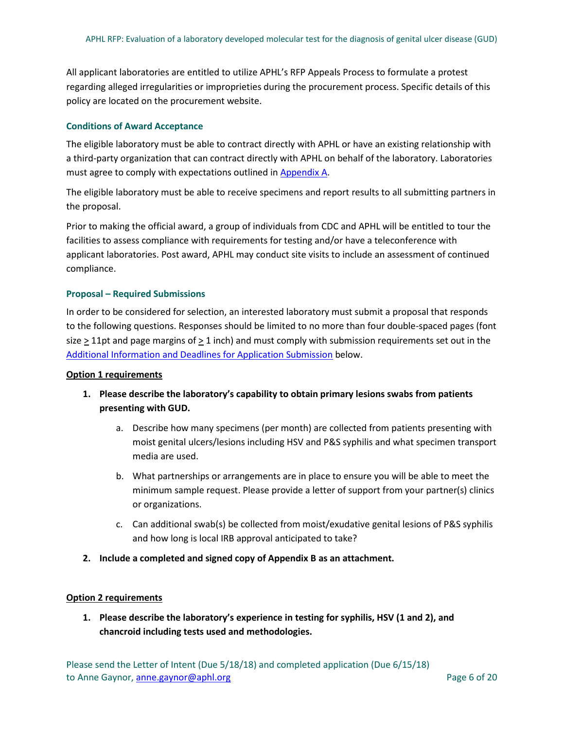All applicant laboratories are entitled to utilize APHL's RFP Appeals Process to formulate a protest regarding alleged irregularities or improprieties during the procurement process. Specific details of this policy are located on the procurement website.

### Conditions of Award Acceptance

The eligible laboratory must be able to contract directly with APHL or have an existing relationship with a third-party organization that can contract directly with APHL on behalf of the laboratory. Laboratories must agree to comply with expectations outlined in Appendix A.

The eligible laboratory must be able to receive specimens and report results to all submitting partners in the proposal.

Prior to making the official award, a group of individuals from CDC and APHL will be entitled to tour the facilities to assess compliance with requirements for testing and/or have a teleconference with applicant laboratories. Post award, APHL may conduct site visits to include an assessment of continued compliance.

### Proposal – Required Submissions

In order to be considered for selection, an interested laboratory must submit a proposal that responds to the following questions. Responses should be limited to no more than four double-spaced pages (font size ≥ 11pt and page margins of ≥ 1 inch) and must comply with submission requirements set out in the Additional Information and Deadlines for Application Submission below.

**Option 1 requirements**

1. **Please describe the laboratory's capability to obtain primary lesions swabs from patients presenting with GUD.**
    a. Describe how many specimens (per month) are collected from patients presenting with moist genital ulcers/lesions including HSV and P&S syphilis and what specimen transport media are used.
    b. What partnerships or arrangements are in place to ensure you will be able to meet the minimum sample request. Please provide a letter of support from your partner(s) clinics or organizations.
    c. Can additional swab(s) be collected from moist/exudative genital lesions of P&S syphilis and how long is local IRB approval anticipated to take?
2. **Include a completed and signed copy of Appendix B as an attachment.**

**Option 2 requirements**

1. **Please describe the laboratory's experience in testing for syphilis, HSV (1 and 2), and chancroid including tests used and methodologies.**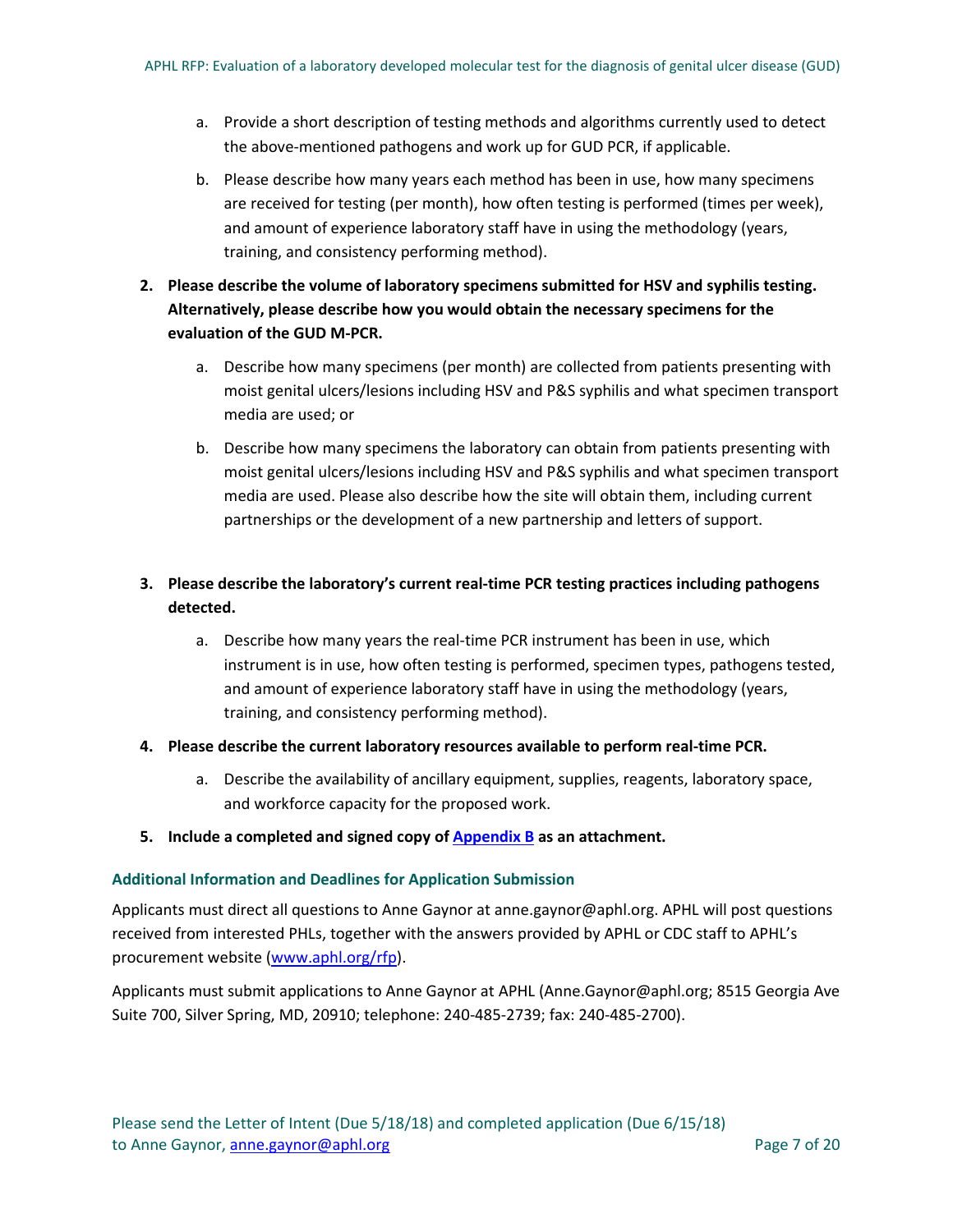a. Provide a short description of testing methods and algorithms currently used to detect the above-mentioned pathogens and work up for GUD PCR, if applicable.

   b. Please describe how many years each method has been in use, how many specimens are received for testing (per month), how often testing is performed (times per week), and amount of experience laboratory staff have in using the methodology (years, training, and consistency performing method).

2. **Please describe the volume of laboratory specimens submitted for HSV and syphilis testing. Alternatively, please describe how you would obtain the necessary specimens for the evaluation of the GUD M-PCR.**

   a. Describe how many specimens (per month) are collected from patients presenting with moist genital ulcers/lesions including HSV and P&S syphilis and what specimen transport media are used; or

   b. Describe how many specimens the laboratory can obtain from patients presenting with moist genital ulcers/lesions including HSV and P&S syphilis and what specimen transport media are used. Please also describe how the site will obtain them, including current partnerships or the development of a new partnership and letters of support.

3. **Please describe the laboratory's current real-time PCR testing practices including pathogens detected.**

   a. Describe how many years the real-time PCR instrument has been in use, which instrument is in use, how often testing is performed, specimen types, pathogens tested, and amount of experience laboratory staff have in using the methodology (years, training, and consistency performing method).

4. **Please describe the current laboratory resources available to perform real-time PCR.**

   a. Describe the availability of ancillary equipment, supplies, reagents, laboratory space, and workforce capacity for the proposed work.

5. **Include a completed and signed copy of [Appendix B](#) as an attachment.**

### Additional Information and Deadlines for Application Submission

Applicants must direct all questions to Anne Gaynor at anne.gaynor@aphl.org. APHL will post questions received from interested PHLs, together with the answers provided by APHL or CDC staff to APHL's procurement website ([www.aphl.org/rfp](www.aphl.org/rfp)).

Applicants must submit applications to Anne Gaynor at APHL (Anne.Gaynor@aphl.org; 8515 Georgia Ave Suite 700, Silver Spring, MD, 20910; telephone: 240-485-2739; fax: 240-485-2700).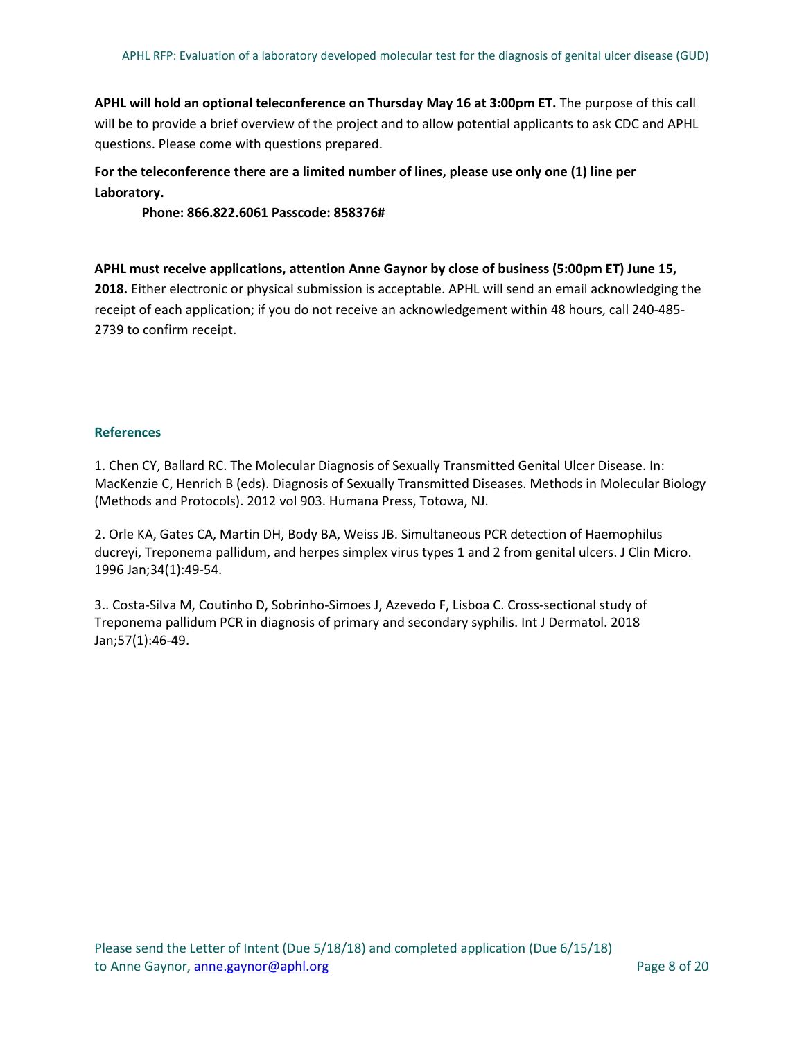**APHL will hold an optional teleconference on Thursday May 16 at 3:00pm ET.** The purpose of this call will be to provide a brief overview of the project and to allow potential applicants to ask CDC and APHL questions. Please come with questions prepared.

**For the teleconference there are a limited number of lines, please use only one (1) line per Laboratory.**

**Phone: 866.822.6061 Passcode: 858376#**

**APHL must receive applications, attention Anne Gaynor by close of business (5:00pm ET) June 15, 2018.** Either electronic or physical submission is acceptable. APHL will send an email acknowledging the receipt of each application; if you do not receive an acknowledgement within 48 hours, call 240-485-2739 to confirm receipt.

## References

1. Chen CY, Ballard RC. The Molecular Diagnosis of Sexually Transmitted Genital Ulcer Disease. In: MacKenzie C, Henrich B (eds). Diagnosis of Sexually Transmitted Diseases. Methods in Molecular Biology (Methods and Protocols). 2012 vol 903. Humana Press, Totowa, NJ.

2. Orle KA, Gates CA, Martin DH, Body BA, Weiss JB. Simultaneous PCR detection of Haemophilus ducreyi, Treponema pallidum, and herpes simplex virus types 1 and 2 from genital ulcers. J Clin Micro. 1996 Jan;34(1):49-54.

3.. Costa-Silva M, Coutinho D, Sobrinho-Simoes J, Azevedo F, Lisboa C. Cross-sectional study of Treponema pallidum PCR in diagnosis of primary and secondary syphilis. Int J Dermatol. 2018 Jan;57(1):46-49.

Please send the Letter of Intent (Due 5/18/18) and completed application (Due 6/15/18) to Anne Gaynor, anne.gaynor@aphl.org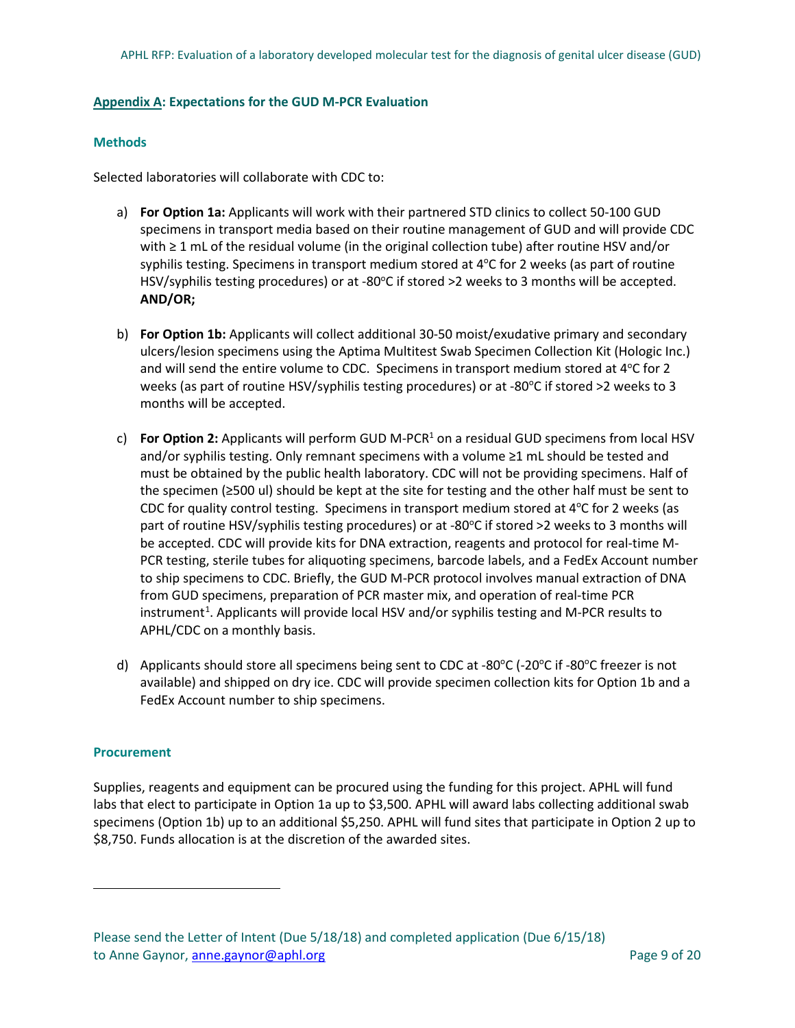## Appendix A: Expectations for the GUD M-PCR Evaluation

### Methods

Selected laboratories will collaborate with CDC to:

a) **For Option 1a:** Applicants will work with their partnered STD clinics to collect 50-100 GUD specimens in transport media based on their routine management of GUD and will provide CDC with ≥ 1 mL of the residual volume (in the original collection tube) after routine HSV and/or syphilis testing. Specimens in transport medium stored at 4°C for 2 weeks (as part of routine HSV/syphilis testing procedures) or at -80°C if stored >2 weeks to 3 months will be accepted. **AND/OR;**

b) **For Option 1b:** Applicants will collect additional 30-50 moist/exudative primary and secondary ulcers/lesion specimens using the Aptima Multitest Swab Specimen Collection Kit (Hologic Inc.) and will send the entire volume to CDC. Specimens in transport medium stored at 4°C for 2 weeks (as part of routine HSV/syphilis testing procedures) or at -80°C if stored >2 weeks to 3 months will be accepted.

c) **For Option 2:** Applicants will perform GUD M-PCR[1] on a residual GUD specimens from local HSV and/or syphilis testing. Only remnant specimens with a volume ≥1 mL should be tested and must be obtained by the public health laboratory. CDC will not be providing specimens. Half of the specimen (≥500 ul) should be kept at the site for testing and the other half must be sent to CDC for quality control testing. Specimens in transport medium stored at 4°C for 2 weeks (as part of routine HSV/syphilis testing procedures) or at -80°C if stored >2 weeks to 3 months will be accepted. CDC will provide kits for DNA extraction, reagents and protocol for real-time M-PCR testing, sterile tubes for aliquoting specimens, barcode labels, and a FedEx Account number to ship specimens to CDC. Briefly, the GUD M-PCR protocol involves manual extraction of DNA from GUD specimens, preparation of PCR master mix, and operation of real-time PCR instrument[1]. Applicants will provide local HSV and/or syphilis testing and M-PCR results to APHL/CDC on a monthly basis.

d) Applicants should store all specimens being sent to CDC at -80°C (-20°C if -80°C freezer is not available) and shipped on dry ice. CDC will provide specimen collection kits for Option 1b and a FedEx Account number to ship specimens.

### Procurement

Supplies, reagents and equipment can be procured using the funding for this project. APHL will fund labs that elect to participate in Option 1a up to $3,500. APHL will award labs collecting additional swab specimens (Option 1b) up to an additional $5,250. APHL will fund sites that participate in Option 2 up to $8,750. Funds allocation is at the discretion of the awarded sites.

Please send the Letter of Intent (Due 5/18/18) and completed application (Due 6/15/18) to Anne Gaynor, anne.gaynor@aphl.org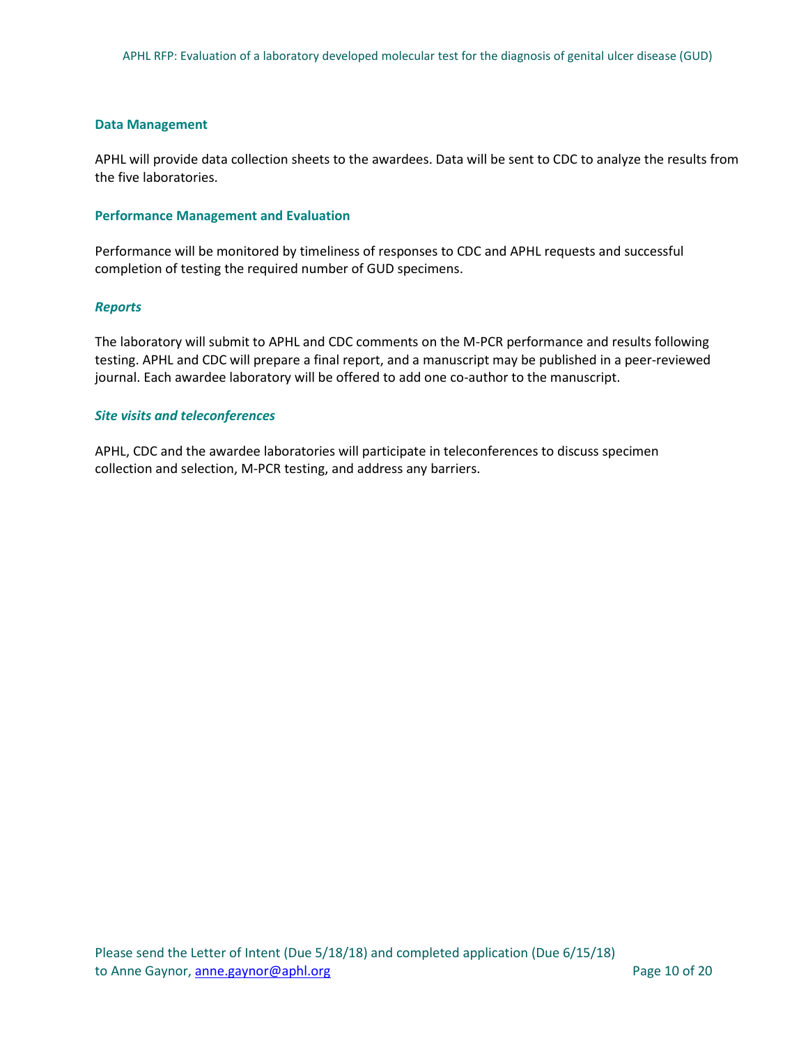### Data Management

APHL will provide data collection sheets to the awardees. Data will be sent to CDC to analyze the results from the five laboratories.

### Performance Management and Evaluation

Performance will be monitored by timeliness of responses to CDC and APHL requests and successful completion of testing the required number of GUD specimens.

#### *Reports*

The laboratory will submit to APHL and CDC comments on the M-PCR performance and results following testing. APHL and CDC will prepare a final report, and a manuscript may be published in a peer-reviewed journal. Each awardee laboratory will be offered to add one co-author to the manuscript.

#### *Site visits and teleconferences*

APHL, CDC and the awardee laboratories will participate in teleconferences to discuss specimen collection and selection, M-PCR testing, and address any barriers.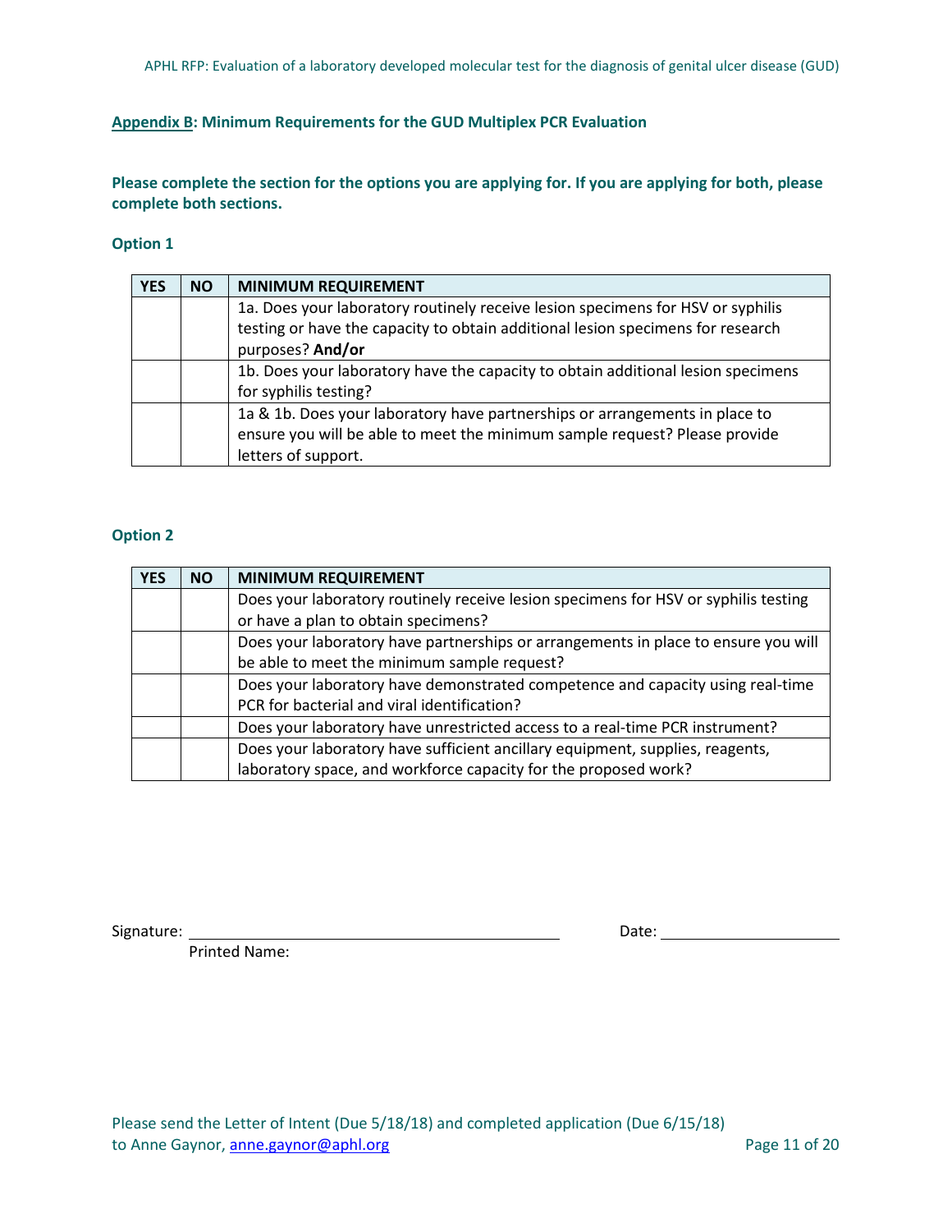## Appendix B: Minimum Requirements for the GUD Multiplex PCR Evaluation

**Please complete the section for the options you are applying for. If you are applying for both, please complete both sections.**

### Option 1

| YES | NO | MINIMUM REQUIREMENT |
|---|---|---|
| | | 1a. Does your laboratory routinely receive lesion specimens for HSV or syphilis testing or have the capacity to obtain additional lesion specimens for research purposes? **And/or** |
| | | 1b. Does your laboratory have the capacity to obtain additional lesion specimens for syphilis testing? |
| | | 1a & 1b. Does your laboratory have partnerships or arrangements in place to ensure you will be able to meet the minimum sample request? Please provide letters of support. |

### Option 2

| YES | NO | MINIMUM REQUIREMENT |
|---|---|---|
| | | Does your laboratory routinely receive lesion specimens for HSV or syphilis testing or have a plan to obtain specimens? |
| | | Does your laboratory have partnerships or arrangements in place to ensure you will be able to meet the minimum sample request? |
| | | Does your laboratory have demonstrated competence and capacity using real-time PCR for bacterial and viral identification? |
| | | Does your laboratory have unrestricted access to a real-time PCR instrument? |
| | | Does your laboratory have sufficient ancillary equipment, supplies, reagents, laboratory space, and workforce capacity for the proposed work? |

Signature: \_\_\_\_\_\_\_\_\_\_\_\_\_\_\_\_\_\_\_\_\_\_\_\_\_\_\_\_\_\_ Date: \_\_\_\_\_\_\_\_\_\_\_\_\_\_\_\_

Printed Name:

Please send the Letter of Intent (Due 5/18/18) and completed application (Due 6/15/18) to Anne Gaynor, anne.gaynor@aphl.org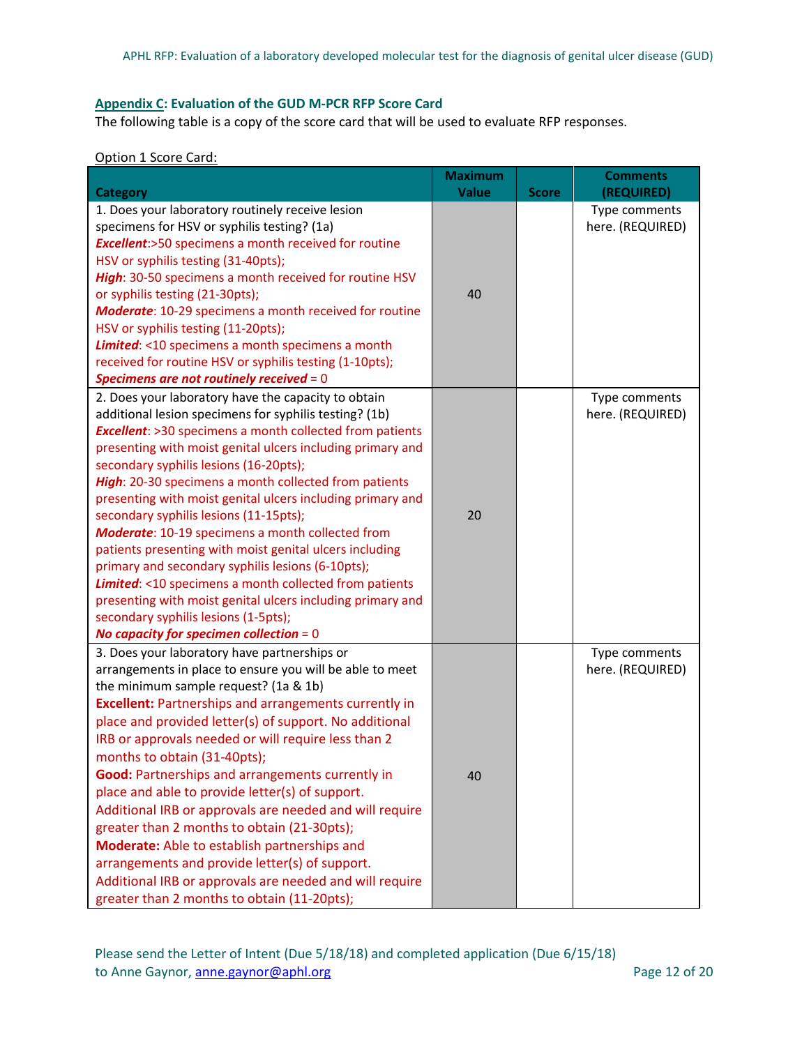**Appendix C: Evaluation of the GUD M-PCR RFP Score Card**

The following table is a copy of the score card that will be used to evaluate RFP responses.

Option 1 Score Card:

| Category | Maximum Value | Score | Comments (REQUIRED) |
|---|---|---|---|
| 1. Does your laboratory routinely receive lesion specimens for HSV or syphilis testing? (1a)<br>***Excellent***:>50 specimens a month received for routine HSV or syphilis testing (31-40pts);<br>***High***: 30-50 specimens a month received for routine HSV or syphilis testing (21-30pts);<br>***Moderate***: 10-29 specimens a month received for routine HSV or syphilis testing (11-20pts);<br>***Limited***: <10 specimens a month specimens a month received for routine HSV or syphilis testing (1-10pts);<br>***Specimens are not routinely received*** = 0 | 40 | | Type comments here. (REQUIRED) |
| 2. Does your laboratory have the capacity to obtain additional lesion specimens for syphilis testing? (1b)<br>***Excellent***: >30 specimens a month collected from patients presenting with moist genital ulcers including primary and secondary syphilis lesions (16-20pts);<br>***High***: 20-30 specimens a month collected from patients presenting with moist genital ulcers including primary and secondary syphilis lesions (11-15pts);<br>***Moderate***: 10-19 specimens a month collected from patients presenting with moist genital ulcers including primary and secondary syphilis lesions (6-10pts);<br>***Limited***: <10 specimens a month collected from patients presenting with moist genital ulcers including primary and secondary syphilis lesions (1-5pts);<br>***No capacity for specimen collection*** = 0 | 20 | | Type comments here. (REQUIRED) |
| 3. Does your laboratory have partnerships or arrangements in place to ensure you will be able to meet the minimum sample request? (1a & 1b)<br>**Excellent:** Partnerships and arrangements currently in place and provided letter(s) of support. No additional IRB or approvals needed or will require less than 2 months to obtain (31-40pts);<br>**Good:** Partnerships and arrangements currently in place and able to provide letter(s) of support. Additional IRB or approvals are needed and will require greater than 2 months to obtain (21-30pts);<br>**Moderate:** Able to establish partnerships and arrangements and provide letter(s) of support. Additional IRB or approvals are needed and will require greater than 2 months to obtain (11-20pts); | 40 | | Type comments here. (REQUIRED) |

Please send the Letter of Intent (Due 5/18/18) and completed application (Due 6/15/18) to Anne Gaynor, anne.gaynor@aphl.org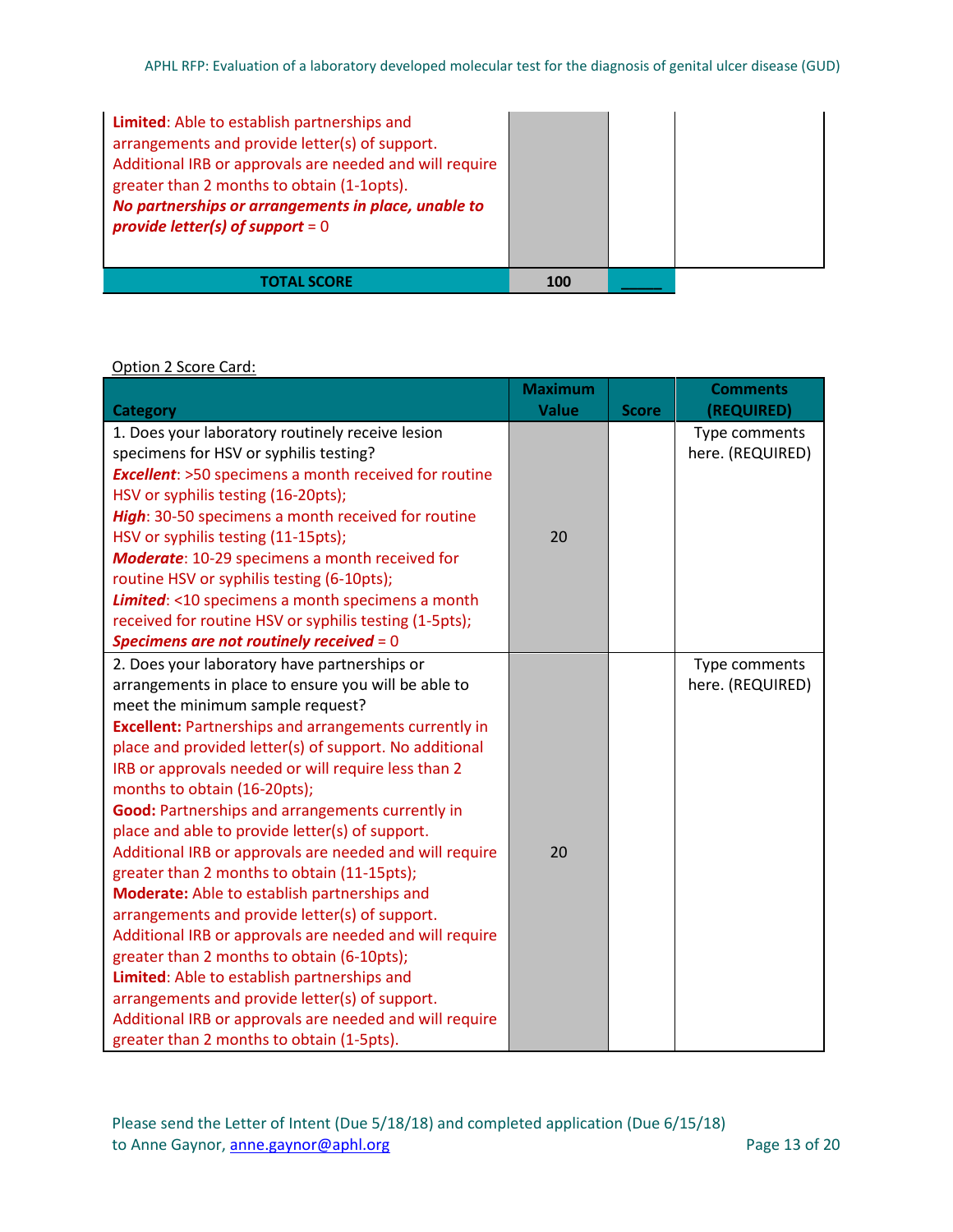| Category | Maximum Value | Score | Comments (REQUIRED) |
|---|---|---|---|
| **Limited**: Able to establish partnerships and arrangements and provide letter(s) of support. Additional IRB or approvals are needed and will require greater than 2 months to obtain (1-1opts).<br>***No partnerships or arrangements in place, unable to provide letter(s) of support*** = 0 | | | |
| **TOTAL SCORE** | **100** | **_____** | |

Option 2 Score Card:

| Category | Maximum Value | Score | Comments (REQUIRED) |
|---|---|---|---|
| 1. Does your laboratory routinely receive lesion specimens for HSV or syphilis testing?<br>***Excellent***: >50 specimens a month received for routine HSV or syphilis testing (16-20pts);<br>***High***: 30-50 specimens a month received for routine HSV or syphilis testing (11-15pts);<br>***Moderate***: 10-29 specimens a month received for routine HSV or syphilis testing (6-10pts);<br>***Limited***: <10 specimens a month specimens a month received for routine HSV or syphilis testing (1-5pts);<br>***Specimens are not routinely received*** = 0 | 20 | | Type comments here. (REQUIRED) |
| 2. Does your laboratory have partnerships or arrangements in place to ensure you will be able to meet the minimum sample request?<br>**Excellent:** Partnerships and arrangements currently in place and provided letter(s) of support. No additional IRB or approvals needed or will require less than 2 months to obtain (16-20pts);<br>**Good:** Partnerships and arrangements currently in place and able to provide letter(s) of support. Additional IRB or approvals are needed and will require greater than 2 months to obtain (11-15pts);<br>**Moderate:** Able to establish partnerships and arrangements and provide letter(s) of support. Additional IRB or approvals are needed and will require greater than 2 months to obtain (6-10pts);<br>**Limited**: Able to establish partnerships and arrangements and provide letter(s) of support. Additional IRB or approvals are needed and will require greater than 2 months to obtain (1-5pts). | 20 | | Type comments here. (REQUIRED) |

Please send the Letter of Intent (Due 5/18/18) and completed application (Due 6/15/18) to Anne Gaynor, anne.gaynor@aphl.org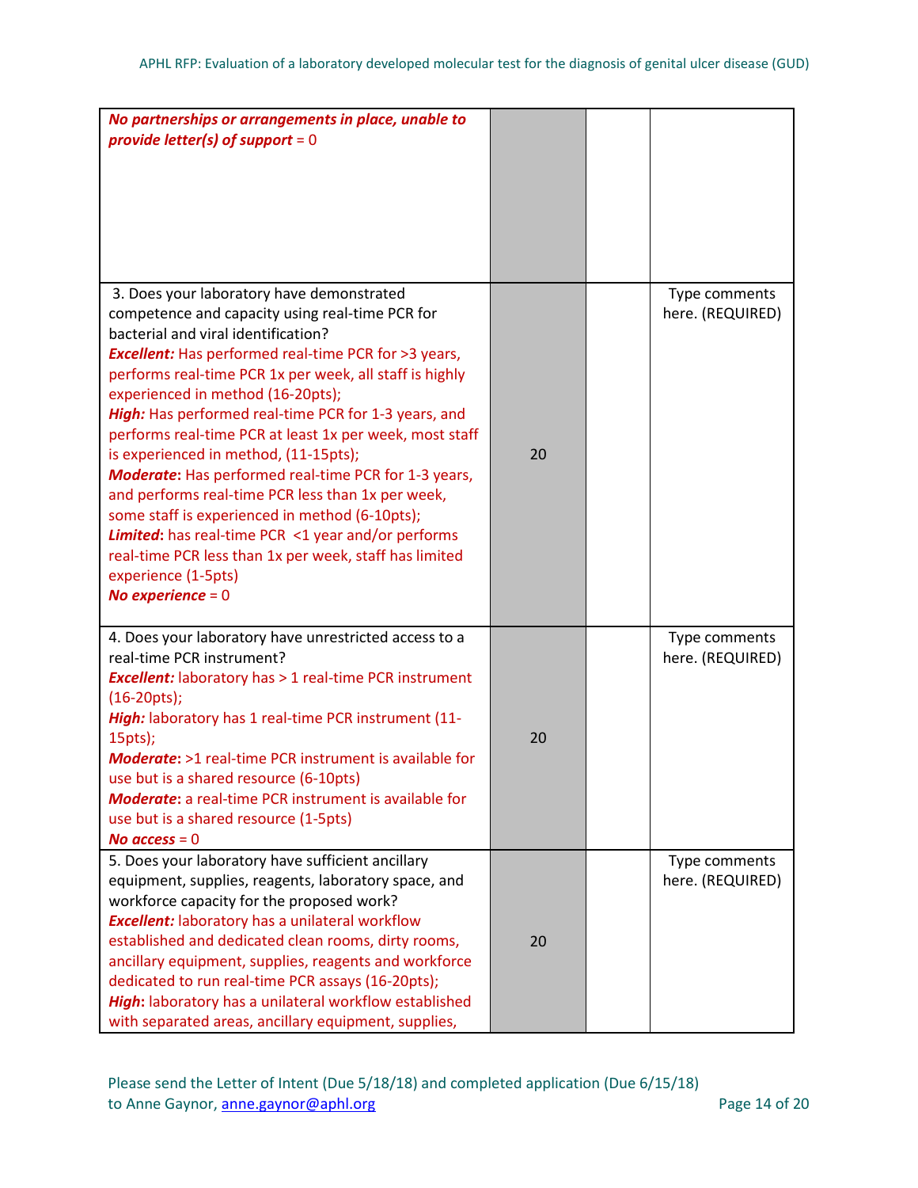| | | | |
|---|---|---|---|
| ***No partnerships or arrangements in place, unable to provide letter(s) of support*** = 0 | | | |
| 3. Does your laboratory have demonstrated competence and capacity using real-time PCR for bacterial and viral identification?<br>***Excellent:*** Has performed real-time PCR for >3 years, performs real-time PCR 1x per week, all staff is highly experienced in method (16-20pts);<br>***High:*** Has performed real-time PCR for 1-3 years, and performs real-time PCR at least 1x per week, most staff is experienced in method, (11-15pts);<br>***Moderate*:** Has performed real-time PCR for 1-3 years, and performs real-time PCR less than 1x per week, some staff is experienced in method (6-10pts);<br>***Limited*:** has real-time PCR <1 year and/or performs real-time PCR less than 1x per week, staff has limited experience (1-5pts)<br>***No experience*** = 0 | 20 | | Type comments here. (REQUIRED) |
| 4. Does your laboratory have unrestricted access to a real-time PCR instrument?<br>***Excellent:*** laboratory has > 1 real-time PCR instrument (16-20pts);<br>***High:*** laboratory has 1 real-time PCR instrument (11-15pts);<br>***Moderate*:** >1 real-time PCR instrument is available for use but is a shared resource (6-10pts)<br>***Moderate*:** a real-time PCR instrument is available for use but is a shared resource (1-5pts)<br>***No access*** = 0 | 20 | | Type comments here. (REQUIRED) |
| 5. Does your laboratory have sufficient ancillary equipment, supplies, reagents, laboratory space, and workforce capacity for the proposed work?<br>***Excellent:*** laboratory has a unilateral workflow established and dedicated clean rooms, dirty rooms, ancillary equipment, supplies, reagents and workforce dedicated to run real-time PCR assays (16-20pts);<br>***High*:** laboratory has a unilateral workflow established with separated areas, ancillary equipment, supplies, | 20 | | Type comments here. (REQUIRED) |

Please send the Letter of Intent (Due 5/18/18) and completed application (Due 6/15/18) to Anne Gaynor, anne.gaynor@aphl.org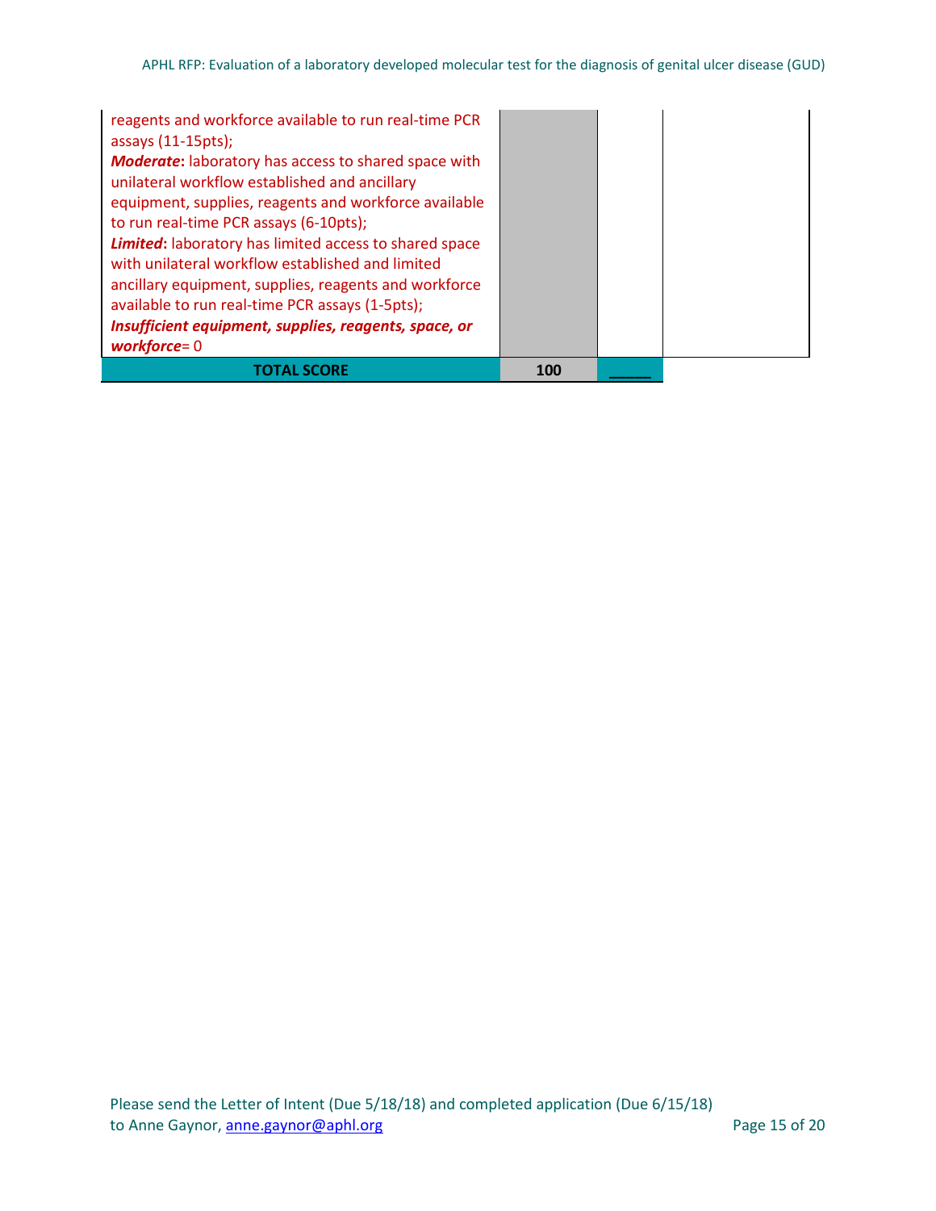| | | | |
|---|---|---|---|
| reagents and workforce available to run real-time PCR assays (11-15pts);<br>***Moderate*****:** laboratory has access to shared space with unilateral workflow established and ancillary equipment, supplies, reagents and workforce available to run real-time PCR assays (6-10pts);<br>***Limited*****:** laboratory has limited access to shared space with unilateral workflow established and limited ancillary equipment, supplies, reagents and workforce available to run real-time PCR assays (1-5pts);<br>***Insufficient equipment, supplies, reagents, space, or workforce***= 0 | | | |
| **TOTAL SCORE** | **100** | _____ | |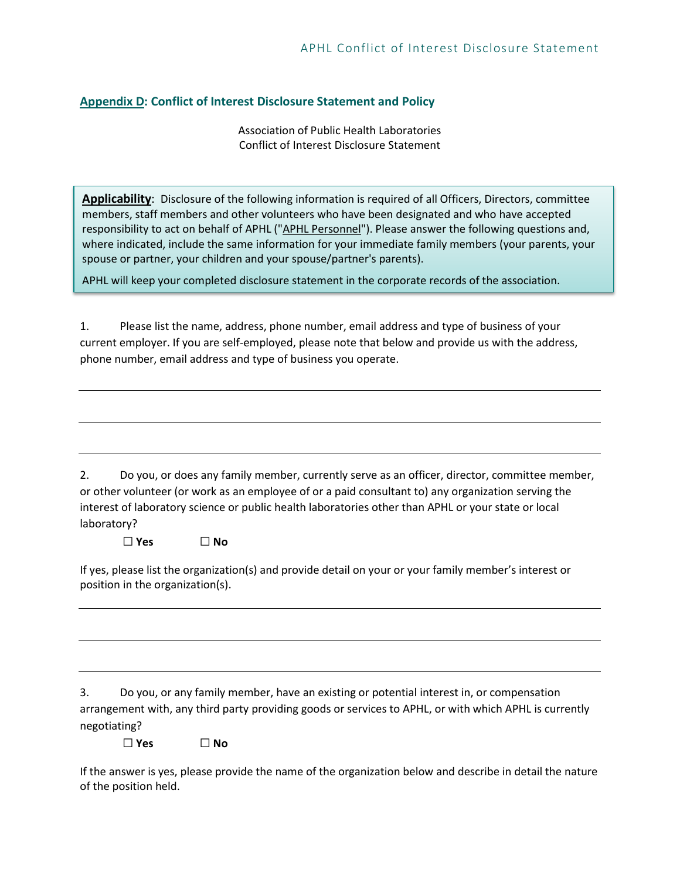## Appendix D: Conflict of Interest Disclosure Statement and Policy

Association of Public Health Laboratories
Conflict of Interest Disclosure Statement

**Applicability**: Disclosure of the following information is required of all Officers, Directors, committee members, staff members and other volunteers who have been designated and who have accepted responsibility to act on behalf of APHL ("APHL Personnel"). Please answer the following questions and, where indicated, include the same information for your immediate family members (your parents, your spouse or partner, your children and your spouse/partner's parents).

APHL will keep your completed disclosure statement in the corporate records of the association.

1. Please list the name, address, phone number, email address and type of business of your current employer. If you are self-employed, please note that below and provide us with the address, phone number, email address and type of business you operate.

______________________________________________________________________

______________________________________________________________________

______________________________________________________________________

2. Do you, or does any family member, currently serve as an officer, director, committee member, or other volunteer (or work as an employee of or a paid consultant to) any organization serving the interest of laboratory science or public health laboratories other than APHL or your state or local laboratory?

☐ **Yes** ☐ **No**

If yes, please list the organization(s) and provide detail on your or your family member's interest or position in the organization(s).

______________________________________________________________________

______________________________________________________________________

______________________________________________________________________

3. Do you, or any family member, have an existing or potential interest in, or compensation arrangement with, any third party providing goods or services to APHL, or with which APHL is currently negotiating?

☐ **Yes** ☐ **No**

If the answer is yes, please provide the name of the organization below and describe in detail the nature of the position held.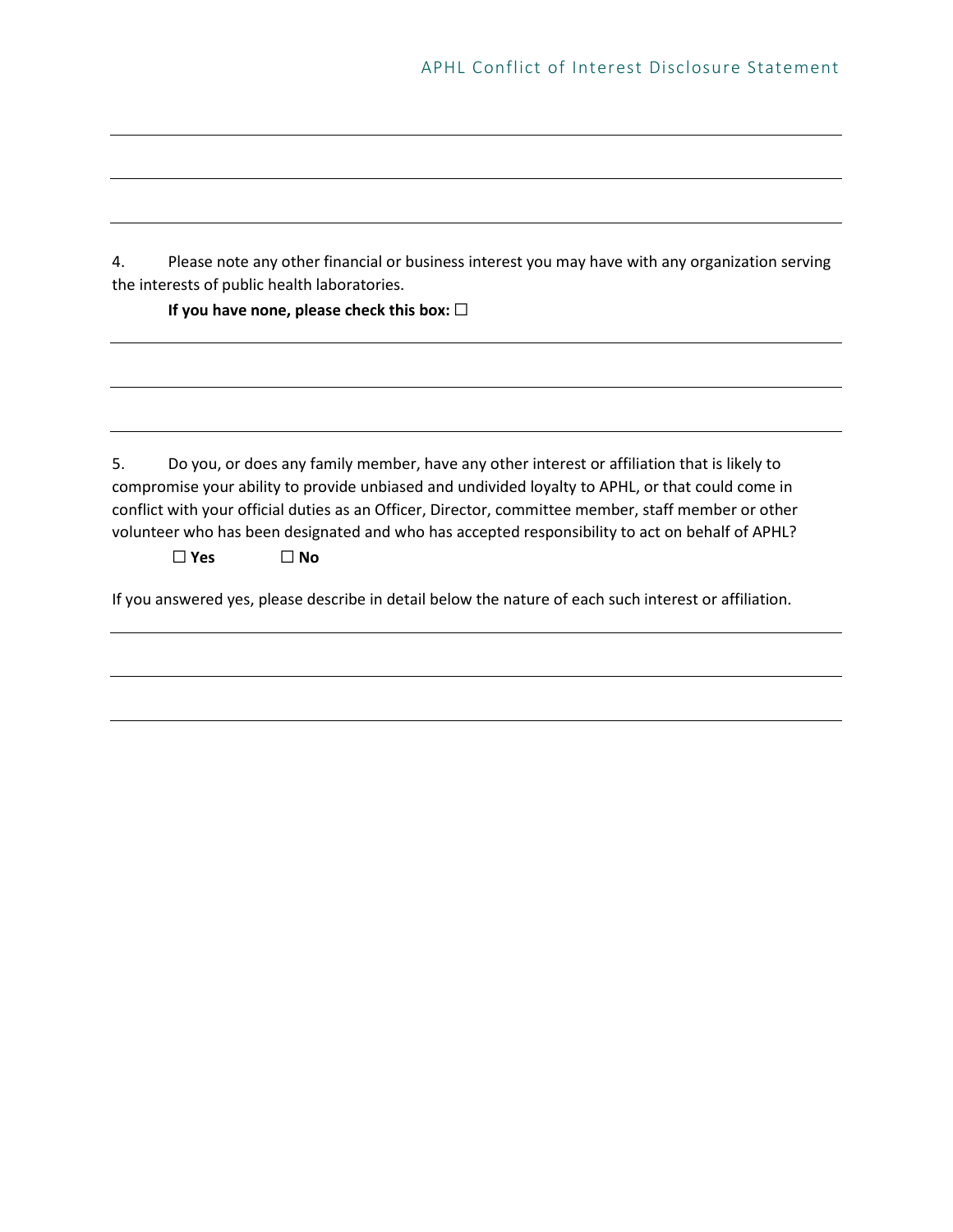4. Please note any other financial or business interest you may have with any organization serving the interests of public health laboratories.

**If you have none, please check this box:** ☐

5. Do you, or does any family member, have any other interest or affiliation that is likely to compromise your ability to provide unbiased and undivided loyalty to APHL, or that could come in conflict with your official duties as an Officer, Director, committee member, staff member or other volunteer who has been designated and who has accepted responsibility to act on behalf of APHL?

☐ **Yes** ☐ **No**

If you answered yes, please describe in detail below the nature of each such interest or affiliation.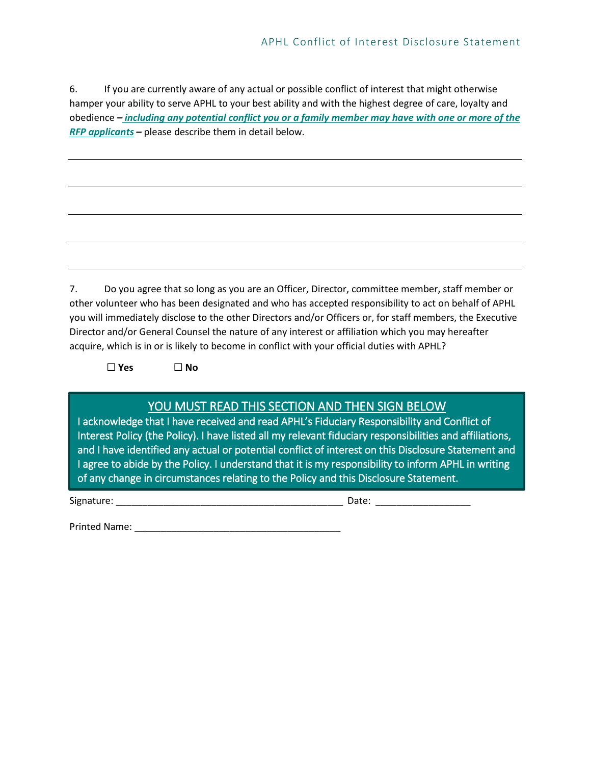6. If you are currently aware of any actual or possible conflict of interest that might otherwise hamper your ability to serve APHL to your best ability and with the highest degree of care, loyalty and obedience – ***including any potential conflict you or a family member may have with one or more of the RFP applicants*** – please describe them in detail below.

\_\_\_\_\_\_\_\_\_\_\_\_\_\_\_\_\_\_\_\_\_\_\_\_\_\_\_\_\_\_\_\_\_\_\_\_\_\_\_\_\_\_\_\_\_\_\_\_\_\_\_\_\_\_\_\_\_\_\_\_\_\_\_\_\_\_\_\_\_\_\_\_\_\_\_\_\_\_

\_\_\_\_\_\_\_\_\_\_\_\_\_\_\_\_\_\_\_\_\_\_\_\_\_\_\_\_\_\_\_\_\_\_\_\_\_\_\_\_\_\_\_\_\_\_\_\_\_\_\_\_\_\_\_\_\_\_\_\_\_\_\_\_\_\_\_\_\_\_\_\_\_\_\_\_\_\_

\_\_\_\_\_\_\_\_\_\_\_\_\_\_\_\_\_\_\_\_\_\_\_\_\_\_\_\_\_\_\_\_\_\_\_\_\_\_\_\_\_\_\_\_\_\_\_\_\_\_\_\_\_\_\_\_\_\_\_\_\_\_\_\_\_\_\_\_\_\_\_\_\_\_\_\_\_\_

\_\_\_\_\_\_\_\_\_\_\_\_\_\_\_\_\_\_\_\_\_\_\_\_\_\_\_\_\_\_\_\_\_\_\_\_\_\_\_\_\_\_\_\_\_\_\_\_\_\_\_\_\_\_\_\_\_\_\_\_\_\_\_\_\_\_\_\_\_\_\_\_\_\_\_\_\_\_

\_\_\_\_\_\_\_\_\_\_\_\_\_\_\_\_\_\_\_\_\_\_\_\_\_\_\_\_\_\_\_\_\_\_\_\_\_\_\_\_\_\_\_\_\_\_\_\_\_\_\_\_\_\_\_\_\_\_\_\_\_\_\_\_\_\_\_\_\_\_\_\_\_\_\_\_\_\_

7. Do you agree that so long as you are an Officer, Director, committee member, staff member or other volunteer who has been designated and who has accepted responsibility to act on behalf of APHL you will immediately disclose to the other Directors and/or Officers or, for staff members, the Executive Director and/or General Counsel the nature of any interest or affiliation which you may hereafter acquire, which is in or is likely to become in conflict with your official duties with APHL?

☐ **Yes** ☐ **No**

## YOU MUST READ THIS SECTION AND THEN SIGN BELOW

I acknowledge that I have received and read APHL's Fiduciary Responsibility and Conflict of Interest Policy (the Policy). I have listed all my relevant fiduciary responsibilities and affiliations, and I have identified any actual or potential conflict of interest on this Disclosure Statement and I agree to abide by the Policy. I understand that it is my responsibility to inform APHL in writing of any change in circumstances relating to the Policy and this Disclosure Statement.

Signature: \_\_\_\_\_\_\_\_\_\_\_\_\_\_\_\_\_\_\_\_\_\_\_\_\_\_\_\_\_\_\_\_\_\_\_\_\_\_\_\_\_\_ Date: \_\_\_\_\_\_\_\_\_\_\_\_\_\_\_\_\_\_

Printed Name: \_\_\_\_\_\_\_\_\_\_\_\_\_\_\_\_\_\_\_\_\_\_\_\_\_\_\_\_\_\_\_\_\_\_\_\_\_\_\_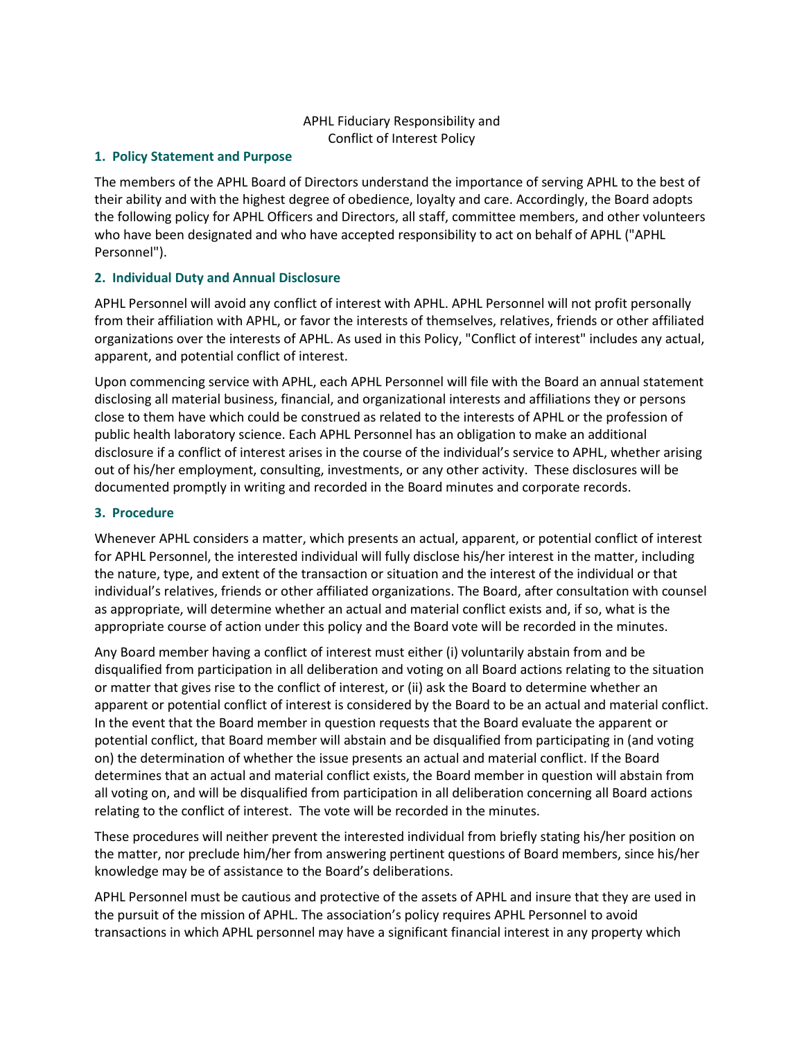APHL Fiduciary Responsibility and
Conflict of Interest Policy

## 1. Policy Statement and Purpose

The members of the APHL Board of Directors understand the importance of serving APHL to the best of their ability and with the highest degree of obedience, loyalty and care. Accordingly, the Board adopts the following policy for APHL Officers and Directors, all staff, committee members, and other volunteers who have been designated and who have accepted responsibility to act on behalf of APHL ("APHL Personnel").

## 2. Individual Duty and Annual Disclosure

APHL Personnel will avoid any conflict of interest with APHL. APHL Personnel will not profit personally from their affiliation with APHL, or favor the interests of themselves, relatives, friends or other affiliated organizations over the interests of APHL. As used in this Policy, "Conflict of interest" includes any actual, apparent, and potential conflict of interest.

Upon commencing service with APHL, each APHL Personnel will file with the Board an annual statement disclosing all material business, financial, and organizational interests and affiliations they or persons close to them have which could be construed as related to the interests of APHL or the profession of public health laboratory science. Each APHL Personnel has an obligation to make an additional disclosure if a conflict of interest arises in the course of the individual's service to APHL, whether arising out of his/her employment, consulting, investments, or any other activity. These disclosures will be documented promptly in writing and recorded in the Board minutes and corporate records.

## 3. Procedure

Whenever APHL considers a matter, which presents an actual, apparent, or potential conflict of interest for APHL Personnel, the interested individual will fully disclose his/her interest in the matter, including the nature, type, and extent of the transaction or situation and the interest of the individual or that individual's relatives, friends or other affiliated organizations. The Board, after consultation with counsel as appropriate, will determine whether an actual and material conflict exists and, if so, what is the appropriate course of action under this policy and the Board vote will be recorded in the minutes.

Any Board member having a conflict of interest must either (i) voluntarily abstain from and be disqualified from participation in all deliberation and voting on all Board actions relating to the situation or matter that gives rise to the conflict of interest, or (ii) ask the Board to determine whether an apparent or potential conflict of interest is considered by the Board to be an actual and material conflict. In the event that the Board member in question requests that the Board evaluate the apparent or potential conflict, that Board member will abstain and be disqualified from participating in (and voting on) the determination of whether the issue presents an actual and material conflict. If the Board determines that an actual and material conflict exists, the Board member in question will abstain from all voting on, and will be disqualified from participation in all deliberation concerning all Board actions relating to the conflict of interest. The vote will be recorded in the minutes.

These procedures will neither prevent the interested individual from briefly stating his/her position on the matter, nor preclude him/her from answering pertinent questions of Board members, since his/her knowledge may be of assistance to the Board's deliberations.

APHL Personnel must be cautious and protective of the assets of APHL and insure that they are used in the pursuit of the mission of APHL. The association's policy requires APHL Personnel to avoid transactions in which APHL personnel may have a significant financial interest in any property which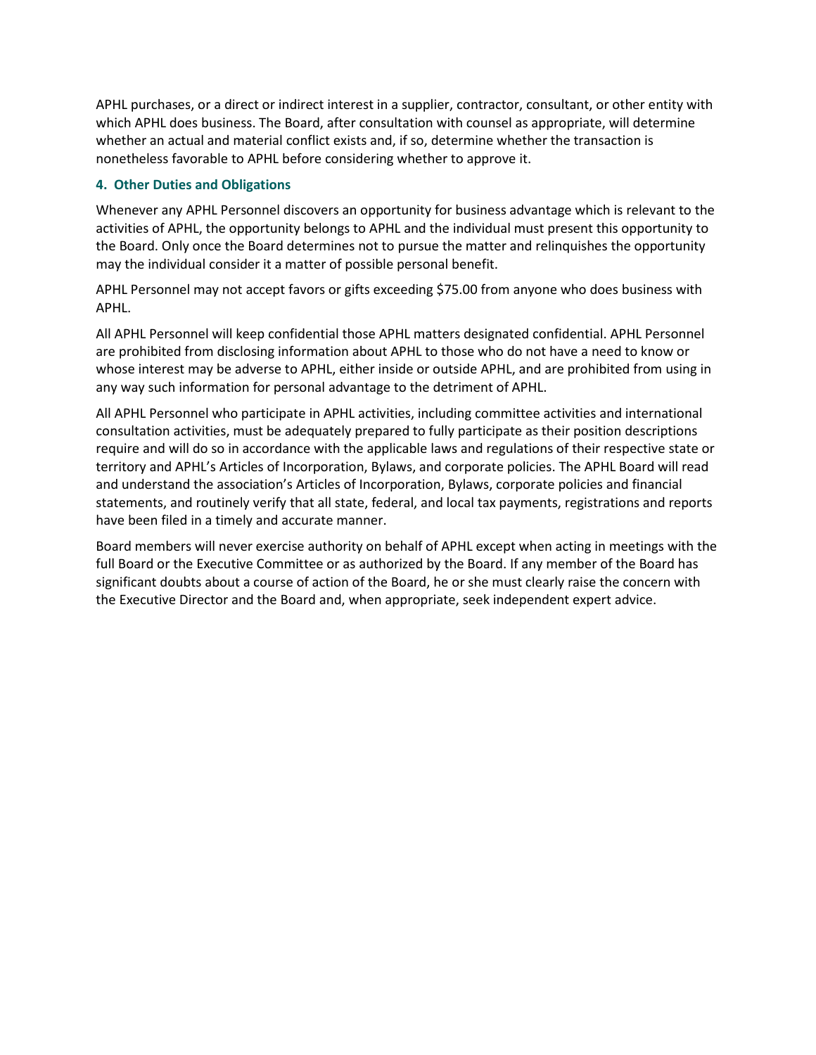APHL purchases, or a direct or indirect interest in a supplier, contractor, consultant, or other entity with which APHL does business. The Board, after consultation with counsel as appropriate, will determine whether an actual and material conflict exists and, if so, determine whether the transaction is nonetheless favorable to APHL before considering whether to approve it.

### 4. Other Duties and Obligations

Whenever any APHL Personnel discovers an opportunity for business advantage which is relevant to the activities of APHL, the opportunity belongs to APHL and the individual must present this opportunity to the Board. Only once the Board determines not to pursue the matter and relinquishes the opportunity may the individual consider it a matter of possible personal benefit.

APHL Personnel may not accept favors or gifts exceeding $75.00 from anyone who does business with APHL.

All APHL Personnel will keep confidential those APHL matters designated confidential. APHL Personnel are prohibited from disclosing information about APHL to those who do not have a need to know or whose interest may be adverse to APHL, either inside or outside APHL, and are prohibited from using in any way such information for personal advantage to the detriment of APHL.

All APHL Personnel who participate in APHL activities, including committee activities and international consultation activities, must be adequately prepared to fully participate as their position descriptions require and will do so in accordance with the applicable laws and regulations of their respective state or territory and APHL's Articles of Incorporation, Bylaws, and corporate policies. The APHL Board will read and understand the association's Articles of Incorporation, Bylaws, corporate policies and financial statements, and routinely verify that all state, federal, and local tax payments, registrations and reports have been filed in a timely and accurate manner.

Board members will never exercise authority on behalf of APHL except when acting in meetings with the full Board or the Executive Committee or as authorized by the Board. If any member of the Board has significant doubts about a course of action of the Board, he or she must clearly raise the concern with the Executive Director and the Board and, when appropriate, seek independent expert advice.